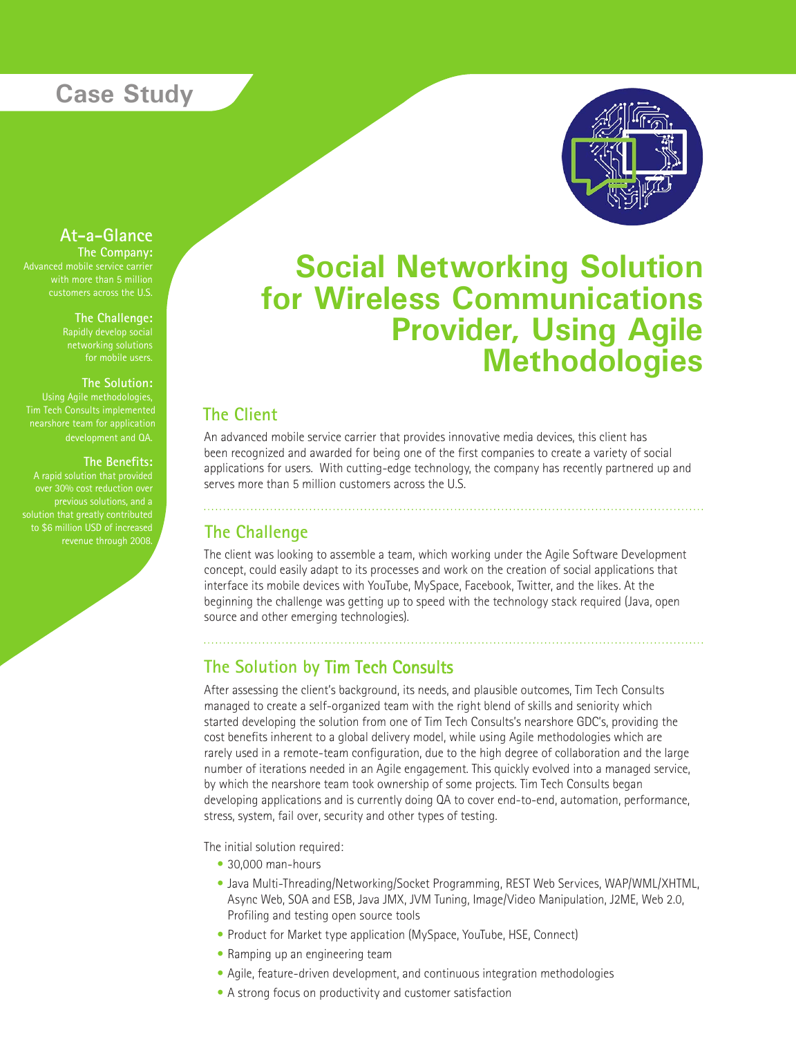# Case Study

## At-a-Glance

**The Company:**
Advanced mobile service carrier with more than 5 million customers across the U.S.

**The Challenge:**
Rapidly develop social networking solutions for mobile users.

**The Solution:**
Using Agile methodologies, Tim Tech Consults implemented nearshore team for application development and QA.

**The Benefits:**
A rapid solution that provided over 30% cost reduction over previous solutions, and a solution that greatly contributed to $6 million USD of increased revenue through 2008.

# Social Networking Solution for Wireless Communications Provider, Using Agile Methodologies

## The Client

An advanced mobile service carrier that provides innovative media devices, this client has been recognized and awarded for being one of the first companies to create a variety of social applications for users. With cutting-edge technology, the company has recently partnered up and serves more than 5 million customers across the U.S.

## The Challenge

The client was looking to assemble a team, which working under the Agile Software Development concept, could easily adapt to its processes and work on the creation of social applications that interface its mobile devices with YouTube, MySpace, Facebook, Twitter, and the likes. At the beginning the challenge was getting up to speed with the technology stack required (Java, open source and other emerging technologies).

## The Solution by Tim Tech Consults

After assessing the client's background, its needs, and plausible outcomes, Tim Tech Consults managed to create a self-organized team with the right blend of skills and seniority which started developing the solution from one of Tim Tech Consults's nearshore GDC's, providing the cost benefits inherent to a global delivery model, while using Agile methodologies which are rarely used in a remote-team configuration, due to the high degree of collaboration and the large number of iterations needed in an Agile engagement. This quickly evolved into a managed service, by which the nearshore team took ownership of some projects. Tim Tech Consults began developing applications and is currently doing QA to cover end-to-end, automation, performance, stress, system, fail over, security and other types of testing.

The initial solution required:

- 30,000 man-hours
- Java Multi-Threading/Networking/Socket Programming, REST Web Services, WAP/WML/XHTML, Async Web, SOA and ESB, Java JMX, JVM Tuning, Image/Video Manipulation, J2ME, Web 2.0, Profiling and testing open source tools
- Product for Market type application (MySpace, YouTube, HSE, Connect)
- Ramping up an engineering team
- Agile, feature-driven development, and continuous integration methodologies
- A strong focus on productivity and customer satisfaction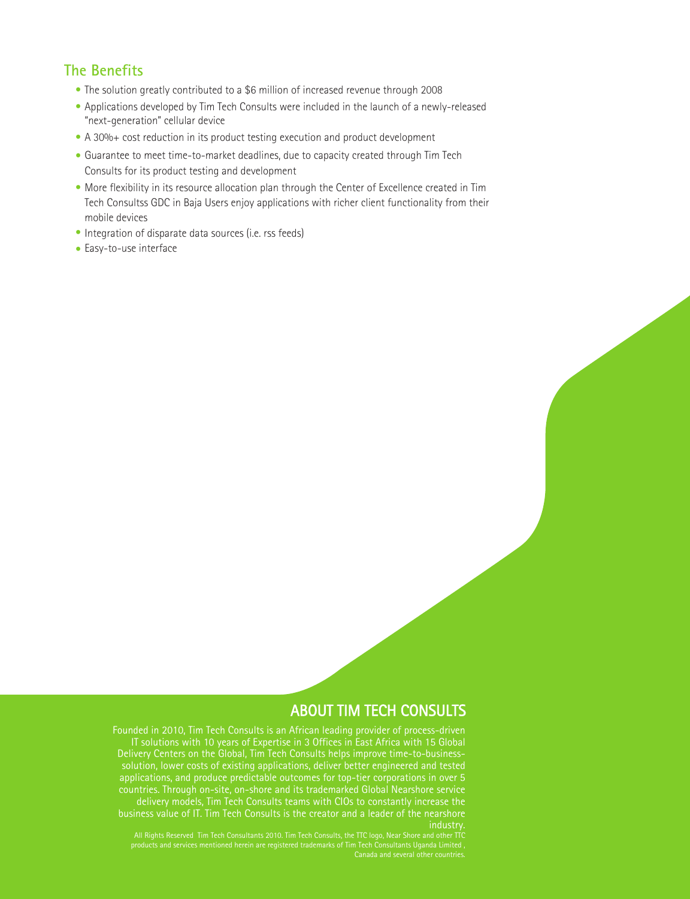## The Benefits

- The solution greatly contributed to a $6 million of increased revenue through 2008
- Applications developed by Tim Tech Consults were included in the launch of a newly-released "next-generation" cellular device
- A 30%+ cost reduction in its product testing execution and product development
- Guarantee to meet time-to-market deadlines, due to capacity created through Tim Tech Consults for its product testing and development
- More flexibility in its resource allocation plan through the Center of Excellence created in Tim Tech Consultss GDC in Baja Users enjoy applications with richer client functionality from their mobile devices
- Integration of disparate data sources (i.e. rss feeds)
- Easy-to-use interface

## ABOUT TIM TECH CONSULTS

Founded in 2010, Tim Tech Consults is an African leading provider of process-driven IT solutions with 10 years of Expertise in 3 Offices in East Africa with 15 Global Delivery Centers on the Global, Tim Tech Consults helps improve time-to-business-solution, lower costs of existing applications, deliver better engineered and tested applications, and produce predictable outcomes for top-tier corporations in over 5 countries. Through on-site, on-shore and its trademarked Global Nearshore service delivery models, Tim Tech Consults teams with CIOs to constantly increase the business value of IT. Tim Tech Consults is the creator and a leader of the nearshore industry.

All Rights Reserved Tim Tech Consultants 2010. Tim Tech Consults, the TTC logo, Near Shore and other TTC products and services mentioned herein are registered trademarks of Tim Tech Consultants Uganda Limited , Canada and several other countries.